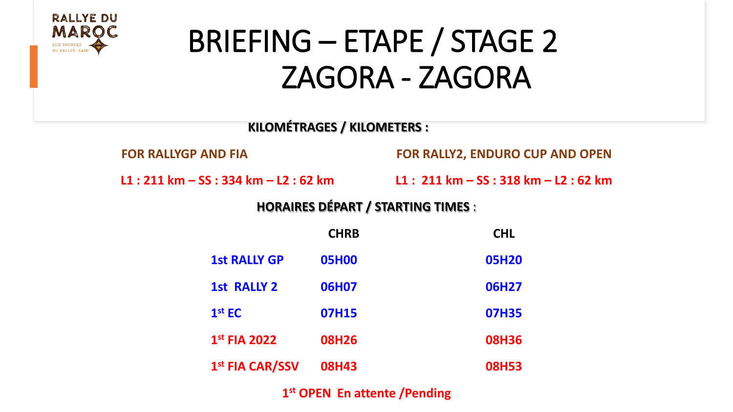RALLYE DU MAROC
AUX SOURCES DU RALLYE-RAID

# BRIEFING – ETAPE / STAGE 2
# ZAGORA - ZAGORA

**KILOMÉTRAGES / KILOMETERS :**

**FOR RALLYGP AND FIA**

**L1 : 211 km – SS : 334 km – L2 : 62 km**

**FOR RALLY2, ENDURO CUP AND OPEN**

**L1 : 211 km – SS : 318 km – L2 : 62 km**

**HORAIRES DÉPART / STARTING TIMES :**

| | CHRB | CHL |
|---|---|---|
| **1st RALLY GP** | **05H00** | **05H20** |
| **1st RALLY 2** | **06H07** | **06H27** |
| **1st EC** | **07H15** | **07H35** |
| **1st FIA 2022** | **08H26** | **08H36** |
| **1st FIA CAR/SSV** | **08H43** | **08H53** |

**1st OPEN En attente /Pending**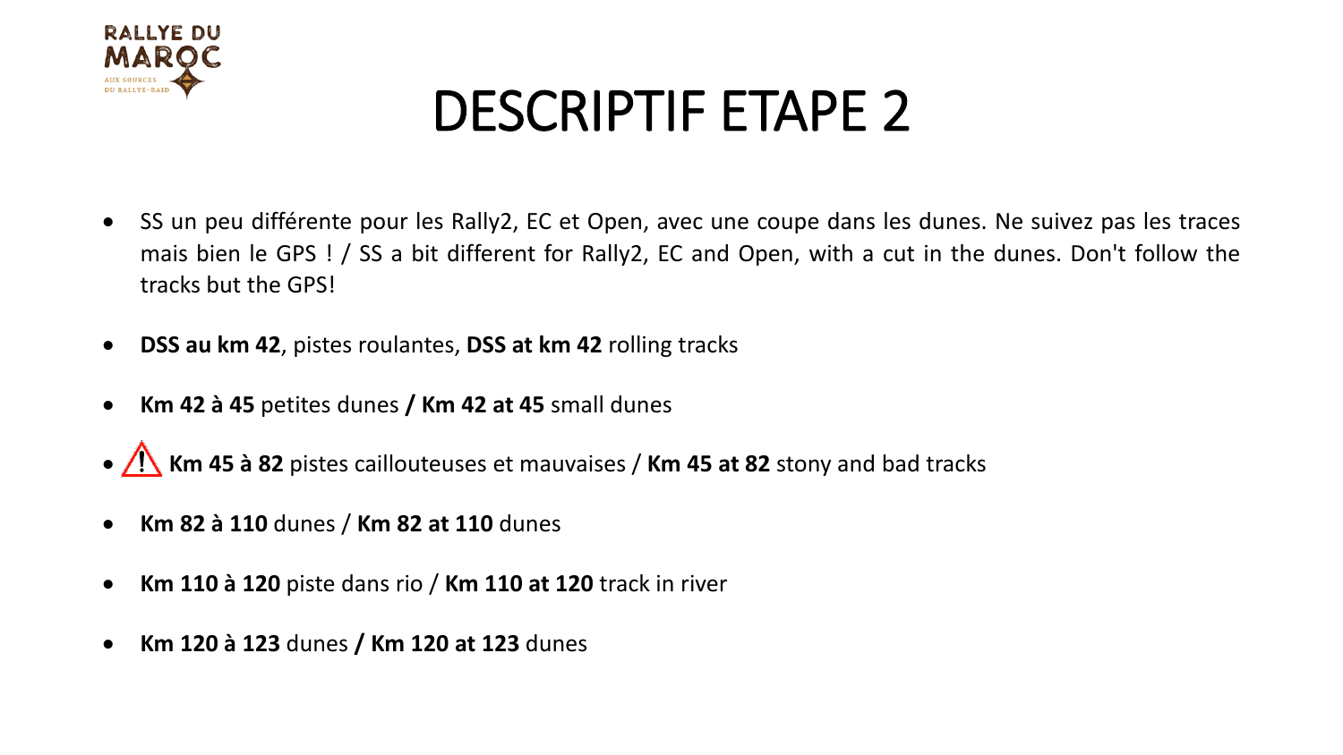# DESCRIPTIF ETAPE 2

- SS un peu différente pour les Rally2, EC et Open, avec une coupe dans les dunes. Ne suivez pas les traces mais bien le GPS ! / SS a bit different for Rally2, EC and Open, with a cut in the dunes. Don't follow the tracks but the GPS!
- **DSS au km 42**, pistes roulantes, **DSS at km 42** rolling tracks
- **Km 42 à 45** petites dunes **/ Km 42 at 45** small dunes
- ⚠ **Km 45 à 82** pistes caillouteuses et mauvaises / **Km 45 at 82** stony and bad tracks
- **Km 82 à 110** dunes / **Km 82 at 110** dunes
- **Km 110 à 120** piste dans rio / **Km 110 at 120** track in river
- **Km 120 à 123** dunes **/ Km 120 at 123** dunes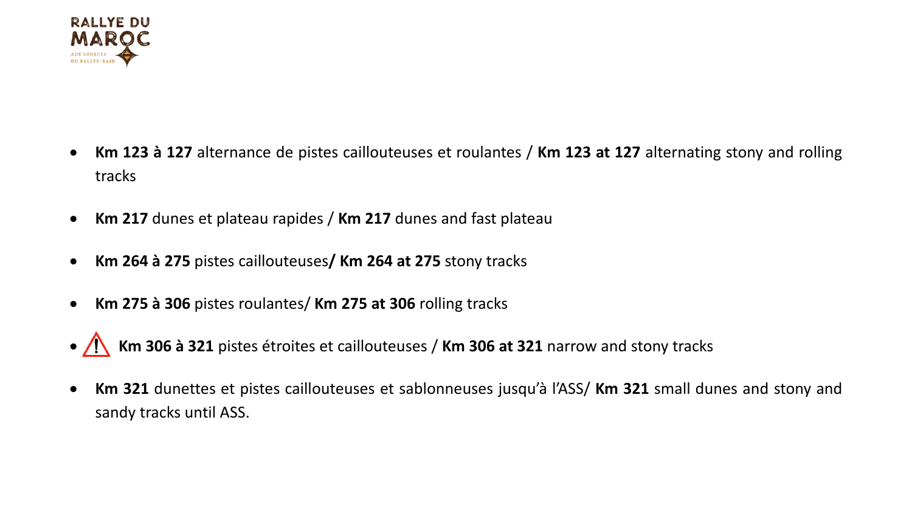- **Km 123 à 127** alternance de pistes caillouteuses et roulantes / **Km 123 at 127** alternating stony and rolling tracks
- **Km 217** dunes et plateau rapides / **Km 217** dunes and fast plateau
- **Km 264 à 275** pistes caillouteuses**/ Km 264 at 275** stony tracks
- **Km 275 à 306** pistes roulantes/ **Km 275 at 306** rolling tracks
- ⚠ **Km 306 à 321** pistes étroites et caillouteuses / **Km 306 at 321** narrow and stony tracks
- **Km 321** dunettes et pistes caillouteuses et sablonneuses jusqu'à l'ASS/ **Km 321** small dunes and stony and sandy tracks until ASS.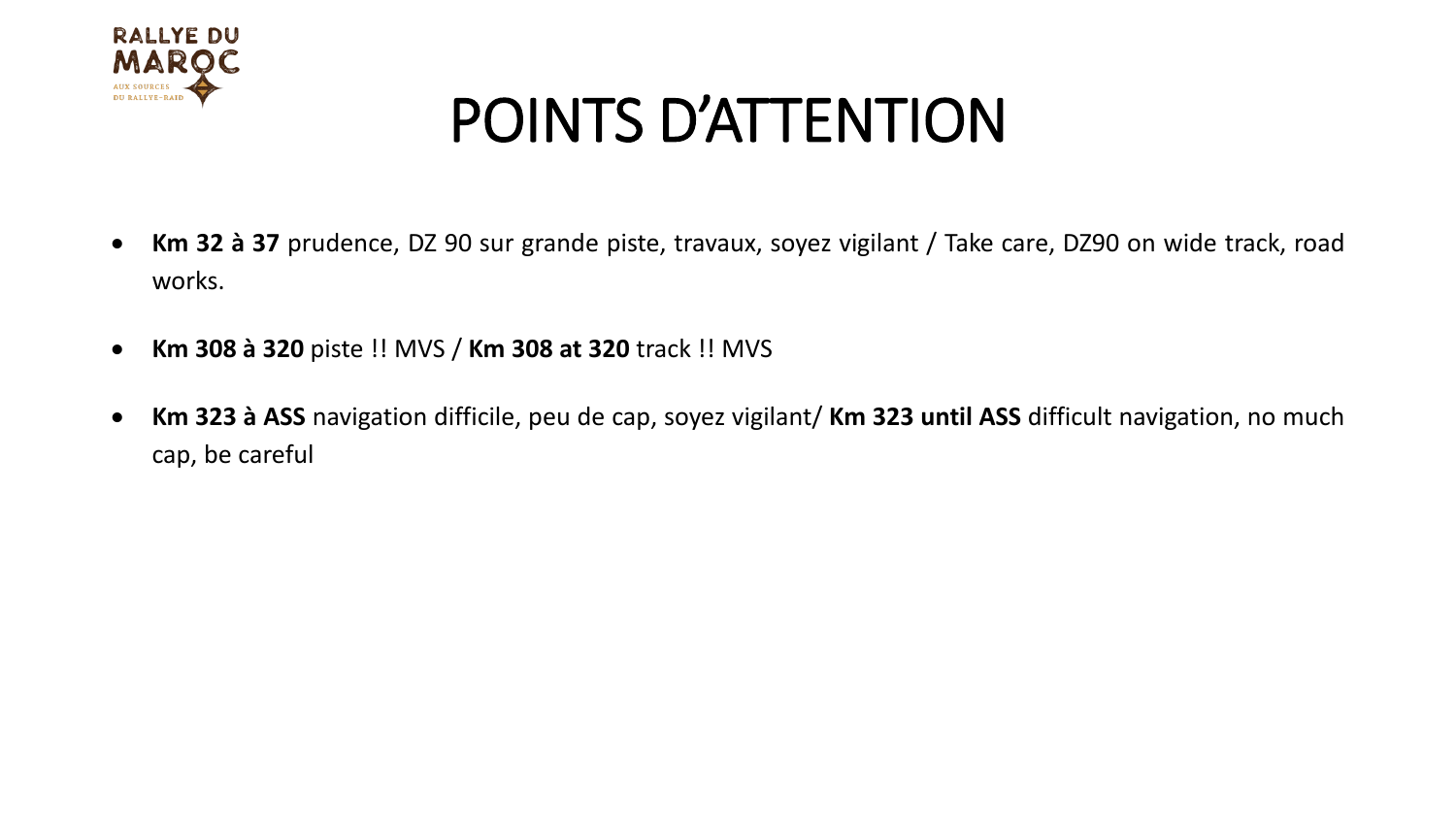# POINTS D'ATTENTION

- **Km 32 à 37** prudence, DZ 90 sur grande piste, travaux, soyez vigilant / Take care, DZ90 on wide track, road works.
- **Km 308 à 320** piste !! MVS / **Km 308 at 320** track !! MVS
- **Km 323 à ASS** navigation difficile, peu de cap, soyez vigilant/ **Km 323 until ASS** difficult navigation, no much cap, be careful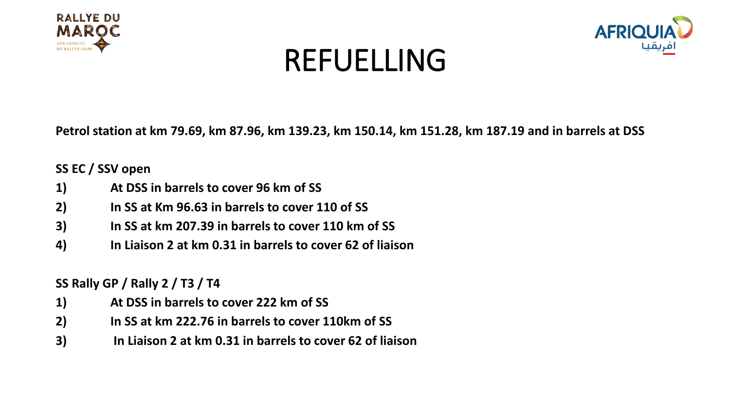# REFUELLING

**Petrol station at km 79.69, km 87.96, km 139.23, km 150.14, km 151.28, km 187.19 and in barrels at DSS**

**SS EC / SSV open**

1) **At DSS in barrels to cover 96 km of SS**
2) **In SS at Km 96.63 in barrels to cover 110 of SS**
3) **In SS at km 207.39 in barrels to cover 110 km of SS**
4) **In Liaison 2 at km 0.31 in barrels to cover 62 of liaison**

**SS Rally GP / Rally 2 / T3 / T4**

1) **At DSS in barrels to cover 222 km of SS**
2) **In SS at km 222.76 in barrels to cover 110km of SS**
3) **In Liaison 2 at km 0.31 in barrels to cover 62 of liaison**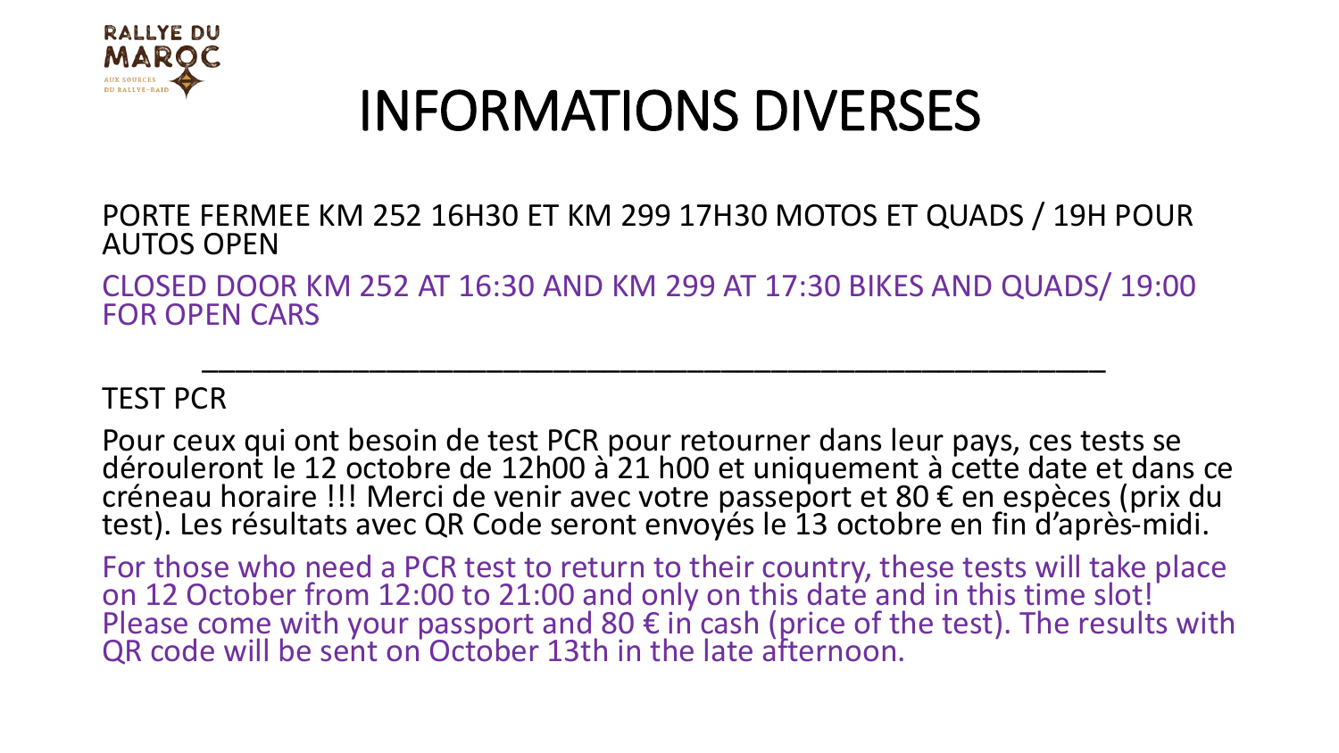# INFORMATIONS DIVERSES

PORTE FERMEE KM 252 16H30 ET KM 299 17H30 MOTOS ET QUADS / 19H POUR AUTOS OPEN

CLOSED DOOR KM 252 AT 16:30 AND KM 299 AT 17:30 BIKES AND QUADS/ 19:00 FOR OPEN CARS

---

TEST PCR

Pour ceux qui ont besoin de test PCR pour retourner dans leur pays, ces tests se dérouleront le 12 octobre de 12h00 à 21 h00 et uniquement à cette date et dans ce créneau horaire !!! Merci de venir avec votre passeport et 80 € en espèces (prix du test). Les résultats avec QR Code seront envoyés le 13 octobre en fin d'après-midi.

For those who need a PCR test to return to their country, these tests will take place on 12 October from 12:00 to 21:00 and only on this date and in this time slot! Please come with your passport and 80 € in cash (price of the test). The results with QR code will be sent on October 13th in the late afternoon.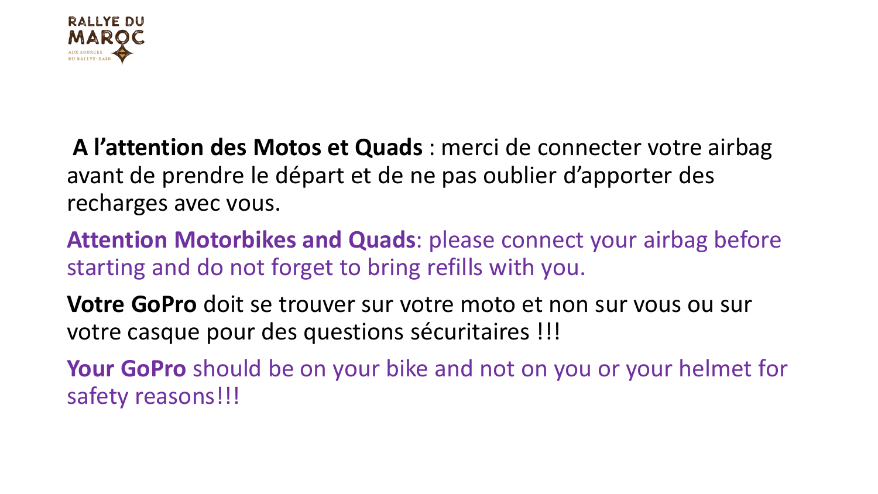**A l'attention des Motos et Quads** : merci de connecter votre airbag avant de prendre le départ et de ne pas oublier d'apporter des recharges avec vous.

**Attention Motorbikes and Quads**: please connect your airbag before starting and do not forget to bring refills with you.

**Votre GoPro** doit se trouver sur votre moto et non sur vous ou sur votre casque pour des questions sécuritaires !!!

**Your GoPro** should be on your bike and not on you or your helmet for safety reasons!!!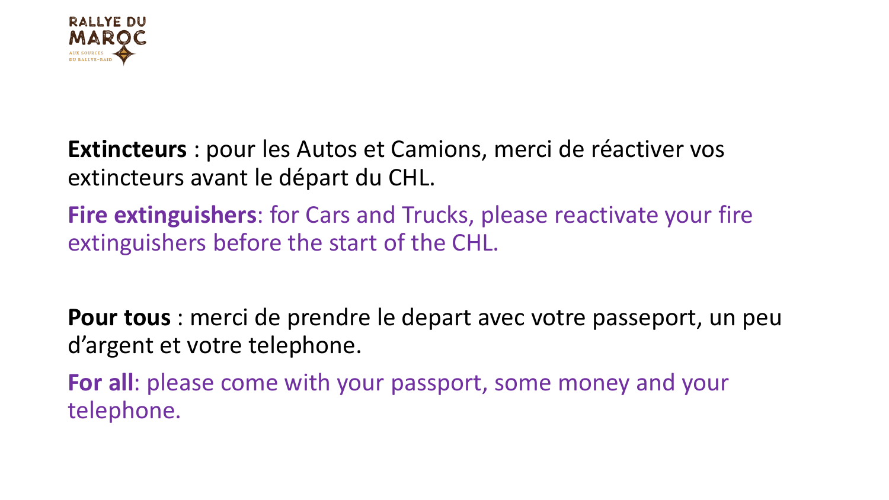**Extincteurs** : pour les Autos et Camions, merci de réactiver vos extincteurs avant le départ du CHL.

**Fire extinguishers**: for Cars and Trucks, please reactivate your fire extinguishers before the start of the CHL.

**Pour tous** : merci de prendre le depart avec votre passeport, un peu d'argent et votre telephone.

**For all**: please come with your passport, some money and your telephone.